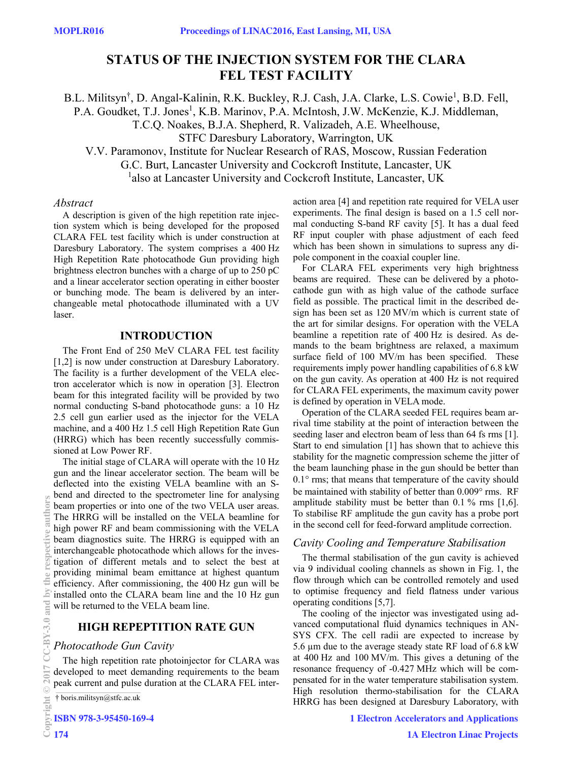# STATUS OF THE INJECTION SYSTEM FOR THE CLARA FEL TEST FACILITY

B.L. Militsyn†, D. Angal-Kalinin, R.K. Buckley, R.J. Cash, J.A. Clarke, L.S. Cowie[1], B.D. Fell, P.A. Goudket, T.J. Jones[1], K.B. Marinov, P.A. McIntosh, J.W. McKenzie, K.J. Middleman, T.C.Q. Noakes, B.J.A. Shepherd, R. Valizadeh, A.E. Wheelhouse, STFC Daresbury Laboratory, Warrington, UK

V.V. Paramonov, Institute for Nuclear Research of RAS, Moscow, Russian Federation

G.C. Burt, Lancaster University and Cockcroft Institute, Lancaster, UK

[1]also at Lancaster University and Cockcroft Institute, Lancaster, UK

*Abstract*

A description is given of the high repetition rate injection system which is being developed for the proposed CLARA FEL test facility which is under construction at Daresbury Laboratory. The system comprises a 400 Hz High Repetition Rate photocathode Gun providing high brightness electron bunches with a charge of up to 250 pC and a linear accelerator section operating in either booster or bunching mode. The beam is delivered by an interchangeable metal photocathode illuminated with a UV laser.

## INTRODUCTION

The Front End of 250 MeV CLARA FEL test facility [1,2] is now under construction at Daresbury Laboratory. The facility is a further development of the VELA electron accelerator which is now in operation [3]. Electron beam for this integrated facility will be provided by two normal conducting S-band photocathode guns: a 10 Hz 2.5 cell gun earlier used as the injector for the VELA machine, and a 400 Hz 1.5 cell High Repetition Rate Gun (HRRG) which has been recently successfully commissioned at Low Power RF.

The initial stage of CLARA will operate with the 10 Hz gun and the linear accelerator section. The beam will be deflected into the existing VELA beamline with an S-bend and directed to the spectrometer line for analysing beam properties or into one of the two VELA user areas. The HRRG will be installed on the VELA beamline for high power RF and beam commissioning with the VELA beam diagnostics suite. The HRRG is equipped with an interchangeable photocathode which allows for the investigation of different metals and to select the best at providing minimal beam emittance at highest quantum efficiency. After commissioning, the 400 Hz gun will be installed onto the CLARA beam line and the 10 Hz gun will be returned to the VELA beam line.

## HIGH REPEPTITION RATE GUN

### *Photocathode Gun Cavity*

The high repetition rate photoinjector for CLARA was developed to meet demanding requirements to the beam peak current and pulse duration at the CLARA FEL interaction area [4] and repetition rate required for VELA user experiments. The final design is based on a 1.5 cell normal conducting S-band RF cavity [5]. It has a dual feed RF input coupler with phase adjustment of each feed which has been shown in simulations to supress any dipole component in the coaxial coupler line.

For CLARA FEL experiments very high brightness beams are required. These can be delivered by a photocathode gun with as high value of the cathode surface field as possible. The practical limit in the described design has been set as 120 MV/m which is current state of the art for similar designs. For operation with the VELA beamline a repetition rate of 400 Hz is desired. As demands to the beam brightness are relaxed, a maximum surface field of 100 MV/m has been specified. These requirements imply power handling capabilities of 6.8 kW on the gun cavity. As operation at 400 Hz is not required for CLARA FEL experiments, the maximum cavity power is defined by operation in VELA mode.

Operation of the CLARA seeded FEL requires beam arrival time stability at the point of interaction between the seeding laser and electron beam of less than 64 fs rms [1]. Start to end simulation [1] has shown that to achieve this stability for the magnetic compression scheme the jitter of the beam launching phase in the gun should be better than 0.1° rms; that means that temperature of the cavity should be maintained with stability of better than 0.009° rms. RF amplitude stability must be better than 0.1 % rms [1,6]. To stabilise RF amplitude the gun cavity has a probe port in the second cell for feed-forward amplitude correction.

### *Cavity Cooling and Temperature Stabilisation*

The thermal stabilisation of the gun cavity is achieved via 9 individual cooling channels as shown in Fig. 1, the flow through which can be controlled remotely and used to optimise frequency and field flatness under various operating conditions [5,7].

The cooling of the injector was investigated using advanced computational fluid dynamics techniques in ANSYS CFX. The cell radii are expected to increase by 5.6 µm due to the average steady state RF load of 6.8 kW at 400 Hz and 100 MV/m. This gives a detuning of the resonance frequency of -0.427 MHz which will be compensated for in the water temperature stabilisation system. High resolution thermo-stabilisation for the CLARA HRRG has been designed at Daresbury Laboratory, with

† boris.militsyn@stfc.ac.uk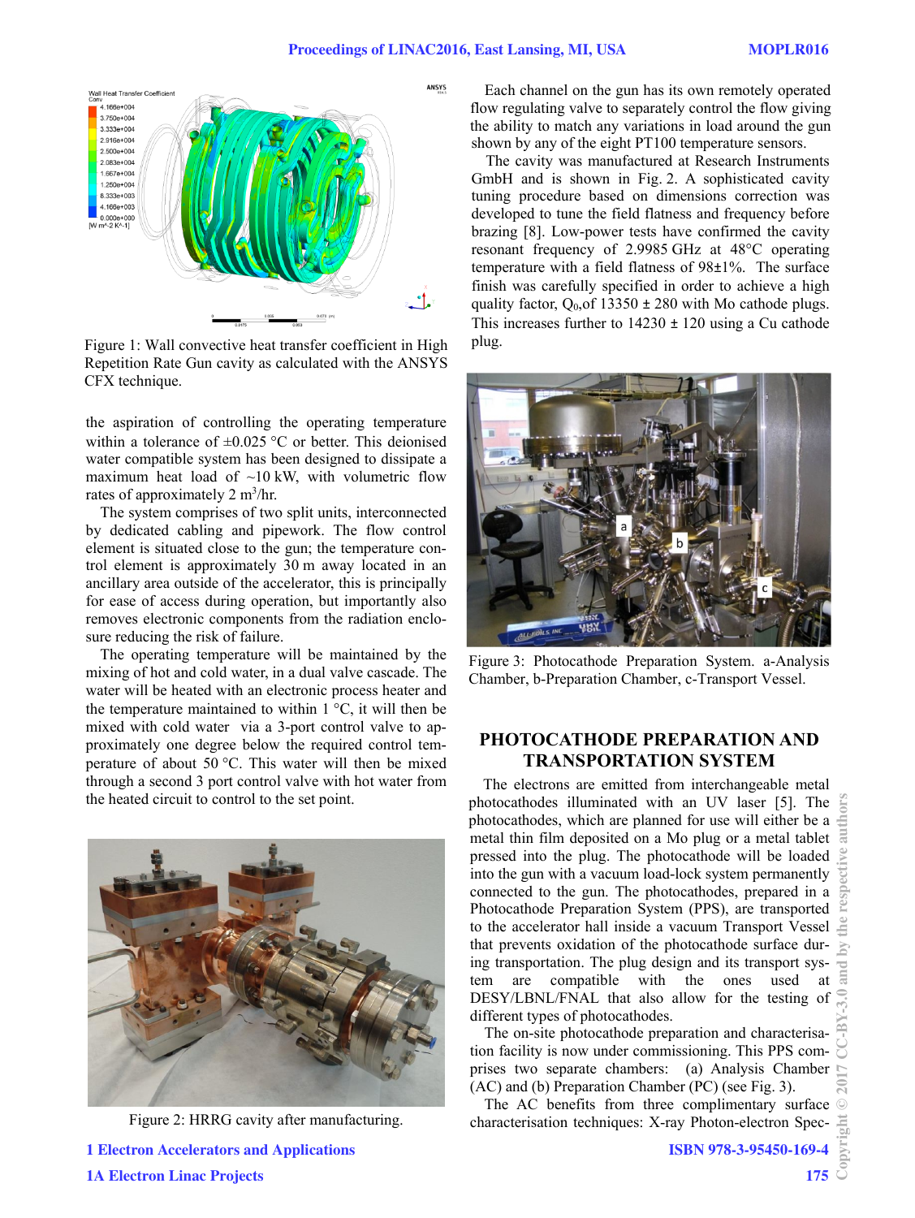Figure 1: Wall convective heat transfer coefficient in High Repetition Rate Gun cavity as calculated with the ANSYS CFX technique.

the aspiration of controlling the operating temperature within a tolerance of ±0.025 °C or better. This deionised water compatible system has been designed to dissipate a maximum heat load of ~10 kW, with volumetric flow rates of approximately 2 $m^3$/hr.

The system comprises of two split units, interconnected by dedicated cabling and pipework. The flow control element is situated close to the gun; the temperature control element is approximately 30 m away located in an ancillary area outside of the accelerator, this is principally for ease of access during operation, but importantly also removes electronic components from the radiation enclosure reducing the risk of failure.

The operating temperature will be maintained by the mixing of hot and cold water, in a dual valve cascade. The water will be heated with an electronic process heater and the temperature maintained to within 1 °C, it will then be mixed with cold water via a 3-port control valve to approximately one degree below the required control temperature of about 50 °C. This water will then be mixed through a second 3 port control valve with hot water from the heated circuit to control to the set point.

Figure 2: HRRG cavity after manufacturing.

Each channel on the gun has its own remotely operated flow regulating valve to separately control the flow giving the ability to match any variations in load around the gun shown by any of the eight PT100 temperature sensors.

The cavity was manufactured at Research Instruments GmbH and is shown in Fig. 2. A sophisticated cavity tuning procedure based on dimensions correction was developed to tune the field flatness and frequency before brazing [8]. Low-power tests have confirmed the cavity resonant frequency of 2.9985 GHz at 48°C operating temperature with a field flatness of 98±1%. The surface finish was carefully specified in order to achieve a high quality factor, $Q_0$,of 13350 ± 280 with Mo cathode plugs. This increases further to 14230 ± 120 using a Cu cathode plug.

Figure 3: Photocathode Preparation System. a-Analysis Chamber, b-Preparation Chamber, c-Transport Vessel.

## PHOTOCATHODE PREPARATION AND TRANSPORTATION SYSTEM

The electrons are emitted from interchangeable metal photocathodes illuminated with an UV laser [5]. The photocathodes, which are planned for use will either be a metal thin film deposited on a Mo plug or a metal tablet pressed into the plug. The photocathode will be loaded into the gun with a vacuum load-lock system permanently connected to the gun. The photocathodes, prepared in a Photocathode Preparation System (PPS), are transported to the accelerator hall inside a vacuum Transport Vessel that prevents oxidation of the photocathode surface during transportation. The plug design and its transport system are compatible with the ones used at DESY/LBNL/FNAL that also allow for the testing of different types of photocathodes.

The on-site photocathode preparation and characterisation facility is now under commissioning. This PPS comprises two separate chambers: (a) Analysis Chamber (AC) and (b) Preparation Chamber (PC) (see Fig. 3).

The AC benefits from three complimentary surface characterisation techniques: X-ray Photon-electron Spec-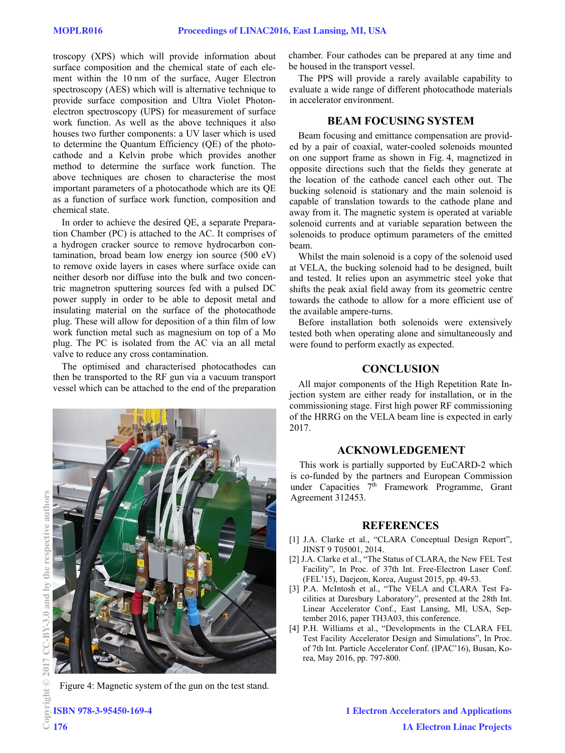troscopy (XPS) which will provide information about surface composition and the chemical state of each element within the 10 nm of the surface, Auger Electron spectroscopy (AES) which will is alternative technique to provide surface composition and Ultra Violet Photon-electron spectroscopy (UPS) for measurement of surface work function. As well as the above techniques it also houses two further components: a UV laser which is used to determine the Quantum Efficiency (QE) of the photocathode and a Kelvin probe which provides another method to determine the surface work function. The above techniques are chosen to characterise the most important parameters of a photocathode which are its QE as a function of surface work function, composition and chemical state.

In order to achieve the desired QE, a separate Preparation Chamber (PC) is attached to the AC. It comprises of a hydrogen cracker source to remove hydrocarbon contamination, broad beam low energy ion source (500 eV) to remove oxide layers in cases where surface oxide can neither desorb nor diffuse into the bulk and two concentric magnetron sputtering sources fed with a pulsed DC power supply in order to be able to deposit metal and insulating material on the surface of the photocathode plug. These will allow for deposition of a thin film of low work function metal such as magnesium on top of a Mo plug. The PC is isolated from the AC via an all metal valve to reduce any cross contamination.

The optimised and characterised photocathodes can then be transported to the RF gun via a vacuum transport vessel which can be attached to the end of the preparation chamber. Four cathodes can be prepared at any time and be housed in the transport vessel.

Figure 4: Magnetic system of the gun on the test stand.

The PPS will provide a rarely available capability to evaluate a wide range of different photocathode materials in accelerator environment.

## BEAM FOCUSING SYSTEM

Beam focusing and emittance compensation are provided by a pair of coaxial, water-cooled solenoids mounted on one support frame as shown in Fig. 4, magnetized in opposite directions such that the fields they generate at the location of the cathode cancel each other out. The bucking solenoid is stationary and the main solenoid is capable of translation towards to the cathode plane and away from it. The magnetic system is operated at variable solenoid currents and at variable separation between the solenoids to produce optimum parameters of the emitted beam.

Whilst the main solenoid is a copy of the solenoid used at VELA, the bucking solenoid had to be designed, built and tested. It relies upon an asymmetric steel yoke that shifts the peak axial field away from its geometric centre towards the cathode to allow for a more efficient use of the available ampere-turns.

Before installation both solenoids were extensively tested both when operating alone and simultaneously and were found to perform exactly as expected.

## CONCLUSION

All major components of the High Repetition Rate Injection system are either ready for installation, or in the commissioning stage. First high power RF commissioning of the HRRG on the VELA beam line is expected in early 2017.

## ACKNOWLEDGEMENT

This work is partially supported by EuCARD-2 which is co-funded by the partners and European Commission under Capacities 7th Framework Programme, Grant Agreement 312453.

## REFERENCES

[1] J.A. Clarke et al., "CLARA Conceptual Design Report", JINST 9 T05001, 2014.

[2] J.A. Clarke et al., "The Status of CLARA, the New FEL Test Facility", In Proc. of 37th Int. Free-Electron Laser Conf. (FEL'15), Daejeon, Korea, August 2015, pp. 49-53.

[3] P.A. McIntosh et al., "The VELA and CLARA Test Facilities at Daresbury Laboratory", presented at the 28th Int. Linear Accelerator Conf., East Lansing, MI, USA, September 2016, paper TH3A03, this conference.

[4] P.H. Williams et al., "Developments in the CLARA FEL Test Facility Accelerator Design and Simulations", In Proc. of 7th Int. Particle Accelerator Conf. (IPAC'16), Busan, Korea, May 2016, pp. 797-800.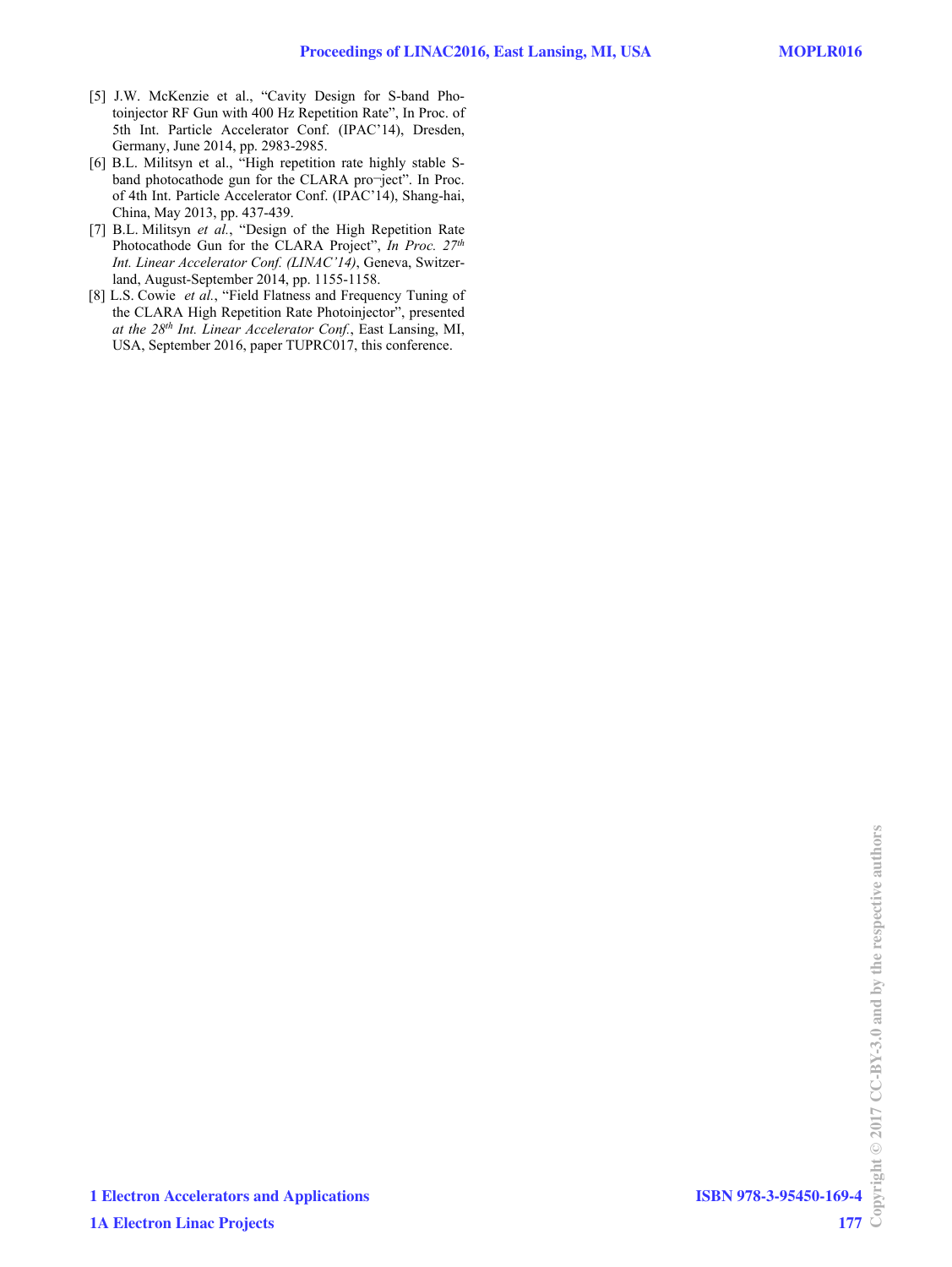[5] J.W. McKenzie et al., "Cavity Design for S-band Photoinjector RF Gun with 400 Hz Repetition Rate", In Proc. of 5th Int. Particle Accelerator Conf. (IPAC'14), Dresden, Germany, June 2014, pp. 2983-2985.

[6] B.L. Militsyn et al., "High repetition rate highly stable S-band photocathode gun for the CLARA pro¬ject". In Proc. of 4th Int. Particle Accelerator Conf. (IPAC'14), Shang-hai, China, May 2013, pp. 437-439.

[7] B.L. Militsyn *et al.*, "Design of the High Repetition Rate Photocathode Gun for the CLARA Project", *In Proc. 27th Int. Linear Accelerator Conf. (LINAC'14)*, Geneva, Switzerland, August-September 2014, pp. 1155-1158.

[8] L.S. Cowie *et al.*, "Field Flatness and Frequency Tuning of the CLARA High Repetition Rate Photoinjector", presented *at the 28th Int. Linear Accelerator Conf.*, East Lansing, MI, USA, September 2016, paper TUPRC017, this conference.